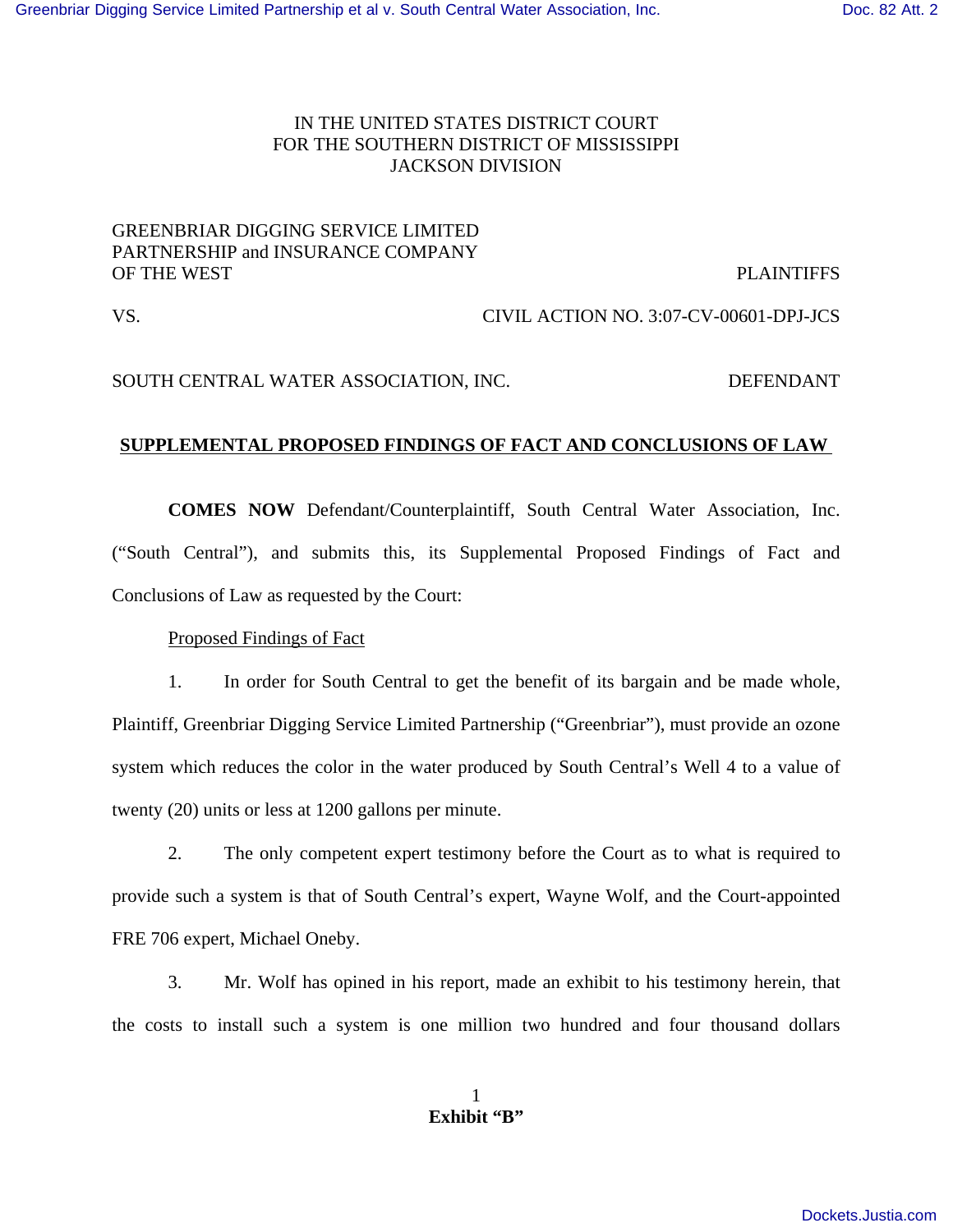IN THE UNITED STATES DISTRICT COURT
FOR THE SOUTHERN DISTRICT OF MISSISSIPPI
JACKSON DIVISION

GREENBRIAR DIGGING SERVICE LIMITED PARTNERSHIP and INSURANCE COMPANY OF THE WEST — PLAINTIFFS

VS. — CIVIL ACTION NO. 3:07-CV-00601-DPJ-JCS

SOUTH CENTRAL WATER ASSOCIATION, INC. — DEFENDANT

**SUPPLEMENTAL PROPOSED FINDINGS OF FACT AND CONCLUSIONS OF LAW**

**COMES NOW** Defendant/Counterplaintiff, South Central Water Association, Inc. ("South Central"), and submits this, its Supplemental Proposed Findings of Fact and Conclusions of Law as requested by the Court:

Proposed Findings of Fact

1. In order for South Central to get the benefit of its bargain and be made whole, Plaintiff, Greenbriar Digging Service Limited Partnership ("Greenbriar"), must provide an ozone system which reduces the color in the water produced by South Central's Well 4 to a value of twenty (20) units or less at 1200 gallons per minute.

2. The only competent expert testimony before the Court as to what is required to provide such a system is that of South Central's expert, Wayne Wolf, and the Court-appointed FRE 706 expert, Michael Oneby.

3. Mr. Wolf has opined in his report, made an exhibit to his testimony herein, that the costs to install such a system is one million two hundred and four thousand dollars

**Exhibit "B"**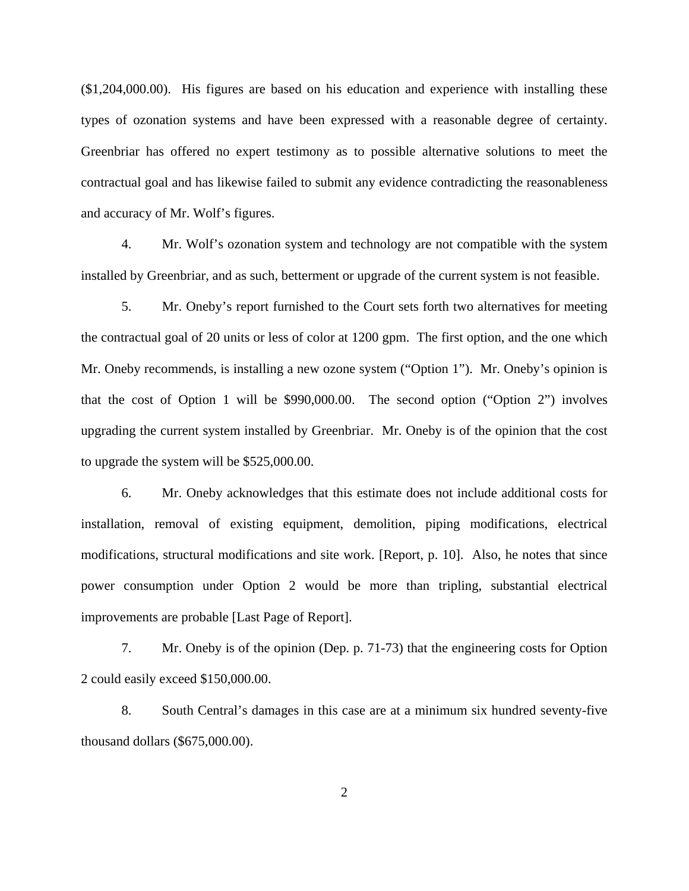($1,204,000.00). His figures are based on his education and experience with installing these types of ozonation systems and have been expressed with a reasonable degree of certainty. Greenbriar has offered no expert testimony as to possible alternative solutions to meet the contractual goal and has likewise failed to submit any evidence contradicting the reasonableness and accuracy of Mr. Wolf's figures.

4. Mr. Wolf's ozonation system and technology are not compatible with the system installed by Greenbriar, and as such, betterment or upgrade of the current system is not feasible.

5. Mr. Oneby's report furnished to the Court sets forth two alternatives for meeting the contractual goal of 20 units or less of color at 1200 gpm. The first option, and the one which Mr. Oneby recommends, is installing a new ozone system ("Option 1"). Mr. Oneby's opinion is that the cost of Option 1 will be $990,000.00. The second option ("Option 2") involves upgrading the current system installed by Greenbriar. Mr. Oneby is of the opinion that the cost to upgrade the system will be $525,000.00.

6. Mr. Oneby acknowledges that this estimate does not include additional costs for installation, removal of existing equipment, demolition, piping modifications, electrical modifications, structural modifications and site work. [Report, p. 10]. Also, he notes that since power consumption under Option 2 would be more than tripling, substantial electrical improvements are probable [Last Page of Report].

7. Mr. Oneby is of the opinion (Dep. p. 71-73) that the engineering costs for Option 2 could easily exceed $150,000.00.

8. South Central's damages in this case are at a minimum six hundred seventy-five thousand dollars ($675,000.00).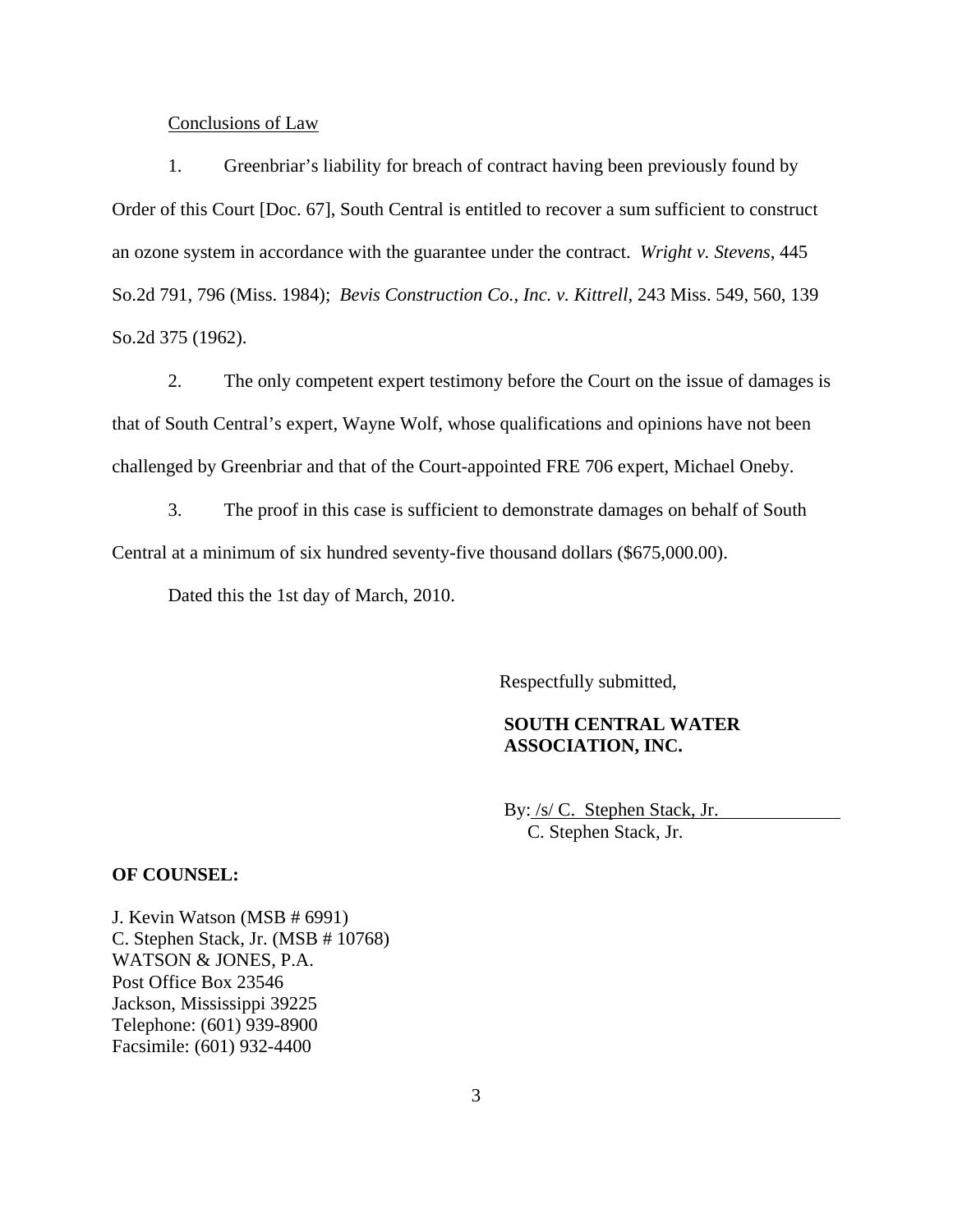Conclusions of Law

1. Greenbriar's liability for breach of contract having been previously found by Order of this Court [Doc. 67], South Central is entitled to recover a sum sufficient to construct an ozone system in accordance with the guarantee under the contract. *Wright v. Stevens*, 445 So.2d 791, 796 (Miss. 1984); *Bevis Construction Co., Inc. v. Kittrell*, 243 Miss. 549, 560, 139 So.2d 375 (1962).

2. The only competent expert testimony before the Court on the issue of damages is that of South Central's expert, Wayne Wolf, whose qualifications and opinions have not been challenged by Greenbriar and that of the Court-appointed FRE 706 expert, Michael Oneby.

3. The proof in this case is sufficient to demonstrate damages on behalf of South Central at a minimum of six hundred seventy-five thousand dollars ($675,000.00).

Dated this the 1st day of March, 2010.

Respectfully submitted,

**SOUTH CENTRAL WATER ASSOCIATION, INC.**

By: /s/ C. Stephen Stack, Jr.
C. Stephen Stack, Jr.

**OF COUNSEL:**

J. Kevin Watson (MSB # 6991)
C. Stephen Stack, Jr. (MSB # 10768)
WATSON & JONES, P.A.
Post Office Box 23546
Jackson, Mississippi 39225
Telephone: (601) 939-8900
Facsimile: (601) 932-4400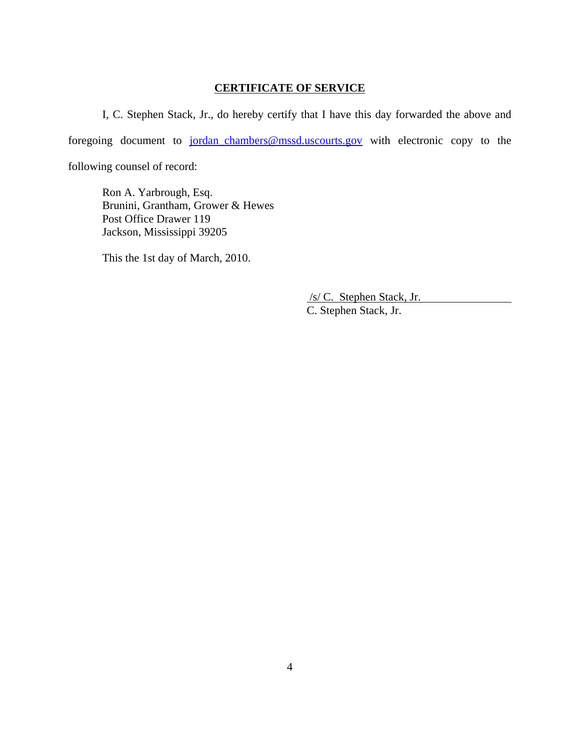## **CERTIFICATE OF SERVICE**

I, C. Stephen Stack, Jr., do hereby certify that I have this day forwarded the above and foregoing document to jordan_chambers@mssd.uscourts.gov with electronic copy to the following counsel of record:

Ron A. Yarbrough, Esq.
Brunini, Grantham, Grower & Hewes
Post Office Drawer 119
Jackson, Mississippi 39205

This the 1st day of March, 2010.

/s/ C. Stephen Stack, Jr.
C. Stephen Stack, Jr.